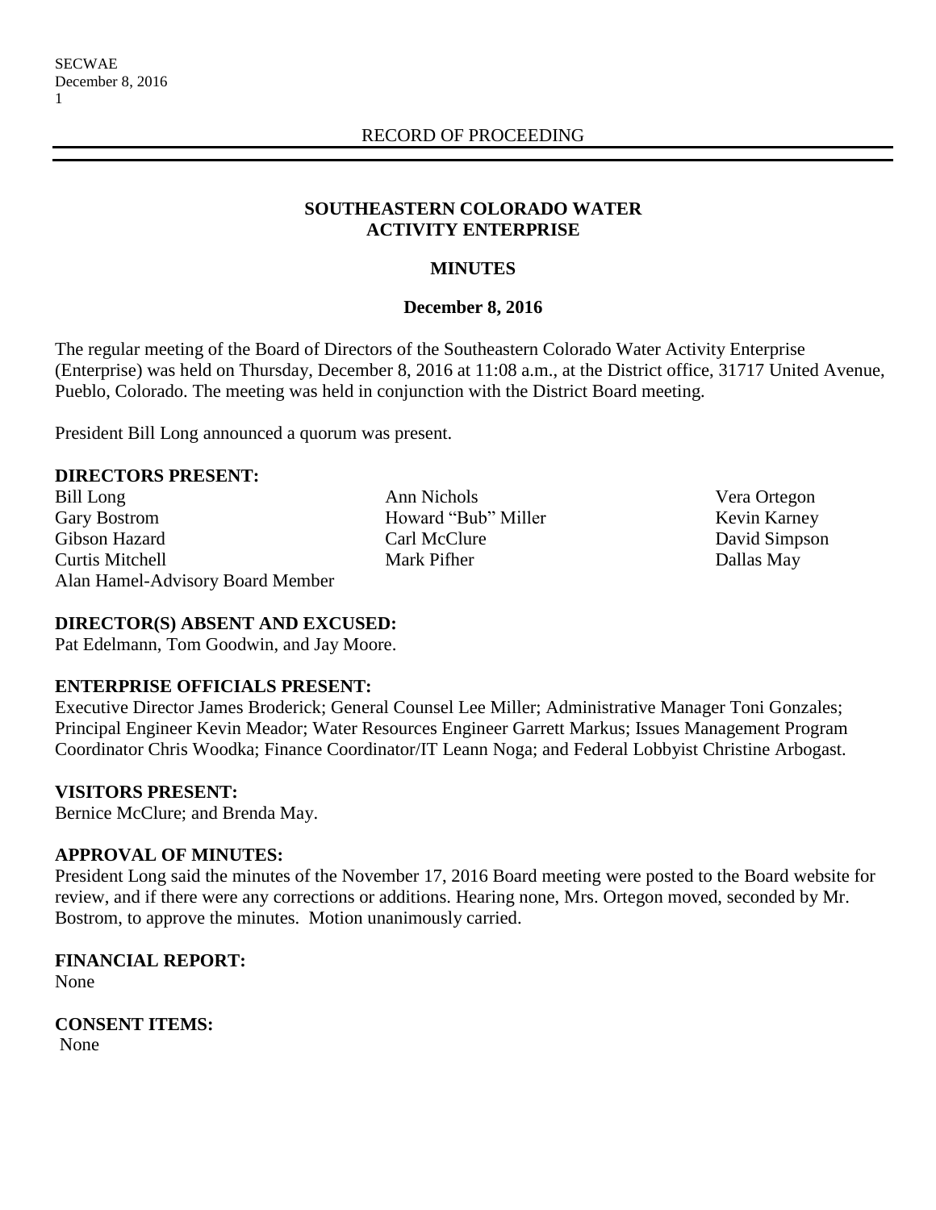RECORD OF PROCEEDING

## SOUTHEASTERN COLORADO WATER ACTIVITY ENTERPRISE

### MINUTES

### December 8, 2016

The regular meeting of the Board of Directors of the Southeastern Colorado Water Activity Enterprise (Enterprise) was held on Thursday, December 8, 2016 at 11:08 a.m., at the District office, 31717 United Avenue, Pueblo, Colorado. The meeting was held in conjunction with the District Board meeting.

President Bill Long announced a quorum was present.

**DIRECTORS PRESENT:**

Bill Long
Gary Bostrom
Gibson Hazard
Curtis Mitchell
Alan Hamel-Advisory Board Member
Ann Nichols
Howard "Bub" Miller
Carl McClure
Mark Pifher
Vera Ortegon
Kevin Karney
David Simpson
Dallas May

**DIRECTOR(S) ABSENT AND EXCUSED:**
Pat Edelmann, Tom Goodwin, and Jay Moore.

**ENTERPRISE OFFICIALS PRESENT:**
Executive Director James Broderick; General Counsel Lee Miller; Administrative Manager Toni Gonzales; Principal Engineer Kevin Meador; Water Resources Engineer Garrett Markus; Issues Management Program Coordinator Chris Woodka; Finance Coordinator/IT Leann Noga; and Federal Lobbyist Christine Arbogast.

**VISITORS PRESENT:**
Bernice McClure; and Brenda May.

**APPROVAL OF MINUTES:**
President Long said the minutes of the November 17, 2016 Board meeting were posted to the Board website for review, and if there were any corrections or additions. Hearing none, Mrs. Ortegon moved, seconded by Mr. Bostrom, to approve the minutes. Motion unanimously carried.

**FINANCIAL REPORT:**
None

**CONSENT ITEMS:**
None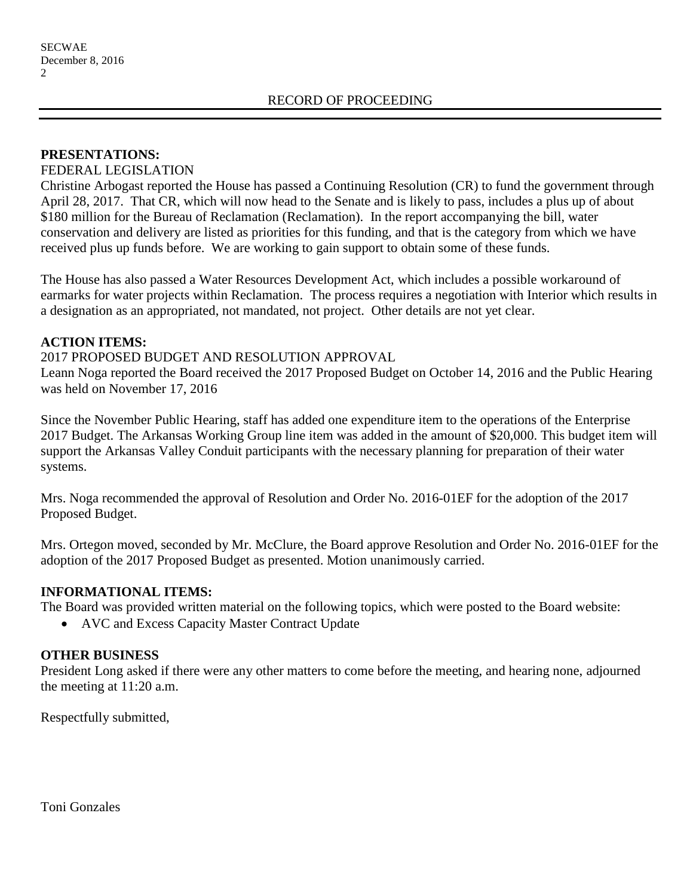RECORD OF PROCEEDING

**PRESENTATIONS:**

FEDERAL LEGISLATION

Christine Arbogast reported the House has passed a Continuing Resolution (CR) to fund the government through April 28, 2017. That CR, which will now head to the Senate and is likely to pass, includes a plus up of about $180 million for the Bureau of Reclamation (Reclamation). In the report accompanying the bill, water conservation and delivery are listed as priorities for this funding, and that is the category from which we have received plus up funds before. We are working to gain support to obtain some of these funds.

The House has also passed a Water Resources Development Act, which includes a possible workaround of earmarks for water projects within Reclamation. The process requires a negotiation with Interior which results in a designation as an appropriated, not mandated, not project. Other details are not yet clear.

**ACTION ITEMS:**

2017 PROPOSED BUDGET AND RESOLUTION APPROVAL

Leann Noga reported the Board received the 2017 Proposed Budget on October 14, 2016 and the Public Hearing was held on November 17, 2016

Since the November Public Hearing, staff has added one expenditure item to the operations of the Enterprise 2017 Budget. The Arkansas Working Group line item was added in the amount of $20,000. This budget item will support the Arkansas Valley Conduit participants with the necessary planning for preparation of their water systems.

Mrs. Noga recommended the approval of Resolution and Order No. 2016-01EF for the adoption of the 2017 Proposed Budget.

Mrs. Ortegon moved, seconded by Mr. McClure, the Board approve Resolution and Order No. 2016-01EF for the adoption of the 2017 Proposed Budget as presented. Motion unanimously carried.

**INFORMATIONAL ITEMS:**

The Board was provided written material on the following topics, which were posted to the Board website:

- AVC and Excess Capacity Master Contract Update

**OTHER BUSINESS**

President Long asked if there were any other matters to come before the meeting, and hearing none, adjourned the meeting at 11:20 a.m.

Respectfully submitted,

Toni Gonzales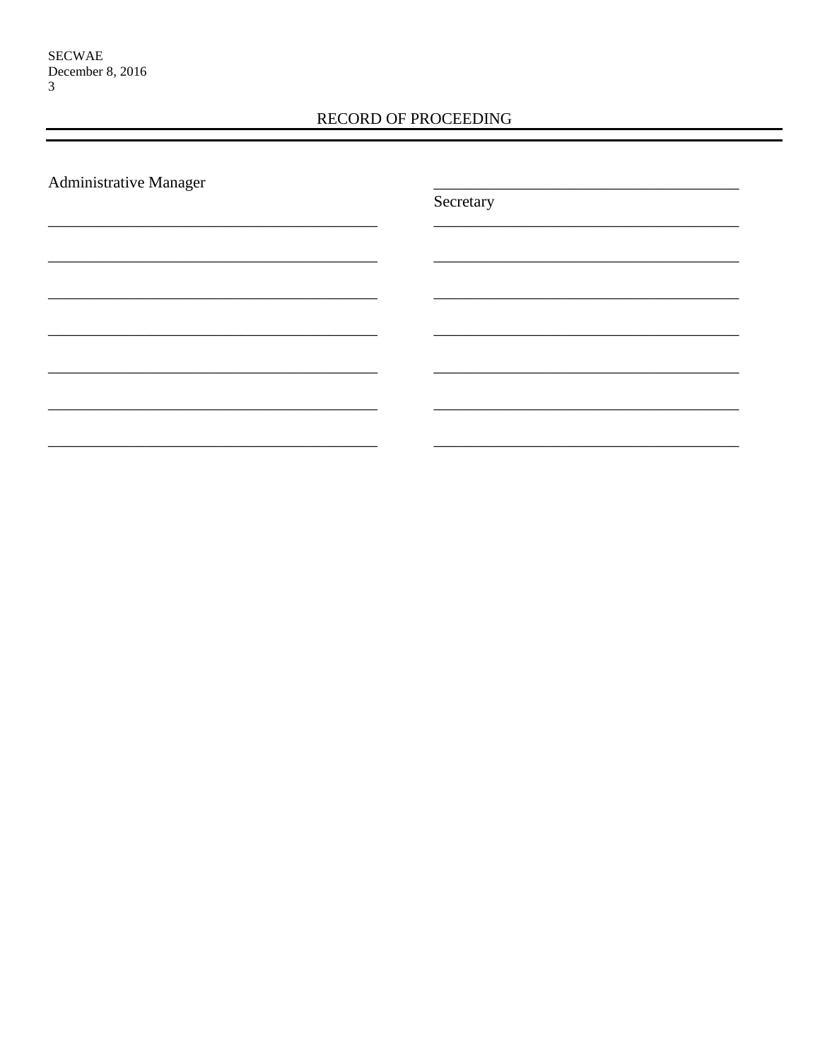RECORD OF PROCEEDING

Administrative Manager

\_\_\_\_\_\_\_\_\_\_\_\_\_\_\_\_\_\_\_\_\_\_\_\_\_\_\_\_\_\_\_\_\_\_\_\_\_\_\_\_
Secretary

| | |
|---|---|
| \_\_\_\_\_\_\_\_\_\_\_\_\_\_\_\_\_\_\_\_\_\_\_\_\_\_\_\_\_\_\_\_\_\_\_\_\_\_\_\_ | \_\_\_\_\_\_\_\_\_\_\_\_\_\_\_\_\_\_\_\_\_\_\_\_\_\_\_\_\_\_\_\_\_\_\_\_\_\_\_\_ |
| \_\_\_\_\_\_\_\_\_\_\_\_\_\_\_\_\_\_\_\_\_\_\_\_\_\_\_\_\_\_\_\_\_\_\_\_\_\_\_\_ | \_\_\_\_\_\_\_\_\_\_\_\_\_\_\_\_\_\_\_\_\_\_\_\_\_\_\_\_\_\_\_\_\_\_\_\_\_\_\_\_ |
| \_\_\_\_\_\_\_\_\_\_\_\_\_\_\_\_\_\_\_\_\_\_\_\_\_\_\_\_\_\_\_\_\_\_\_\_\_\_\_\_ | \_\_\_\_\_\_\_\_\_\_\_\_\_\_\_\_\_\_\_\_\_\_\_\_\_\_\_\_\_\_\_\_\_\_\_\_\_\_\_\_ |
| \_\_\_\_\_\_\_\_\_\_\_\_\_\_\_\_\_\_\_\_\_\_\_\_\_\_\_\_\_\_\_\_\_\_\_\_\_\_\_\_ | \_\_\_\_\_\_\_\_\_\_\_\_\_\_\_\_\_\_\_\_\_\_\_\_\_\_\_\_\_\_\_\_\_\_\_\_\_\_\_\_ |
| \_\_\_\_\_\_\_\_\_\_\_\_\_\_\_\_\_\_\_\_\_\_\_\_\_\_\_\_\_\_\_\_\_\_\_\_\_\_\_\_ | \_\_\_\_\_\_\_\_\_\_\_\_\_\_\_\_\_\_\_\_\_\_\_\_\_\_\_\_\_\_\_\_\_\_\_\_\_\_\_\_ |
| \_\_\_\_\_\_\_\_\_\_\_\_\_\_\_\_\_\_\_\_\_\_\_\_\_\_\_\_\_\_\_\_\_\_\_\_\_\_\_\_ | \_\_\_\_\_\_\_\_\_\_\_\_\_\_\_\_\_\_\_\_\_\_\_\_\_\_\_\_\_\_\_\_\_\_\_\_\_\_\_\_ |
| \_\_\_\_\_\_\_\_\_\_\_\_\_\_\_\_\_\_\_\_\_\_\_\_\_\_\_\_\_\_\_\_\_\_\_\_\_\_\_\_ | \_\_\_\_\_\_\_\_\_\_\_\_\_\_\_\_\_\_\_\_\_\_\_\_\_\_\_\_\_\_\_\_\_\_\_\_\_\_\_\_ |